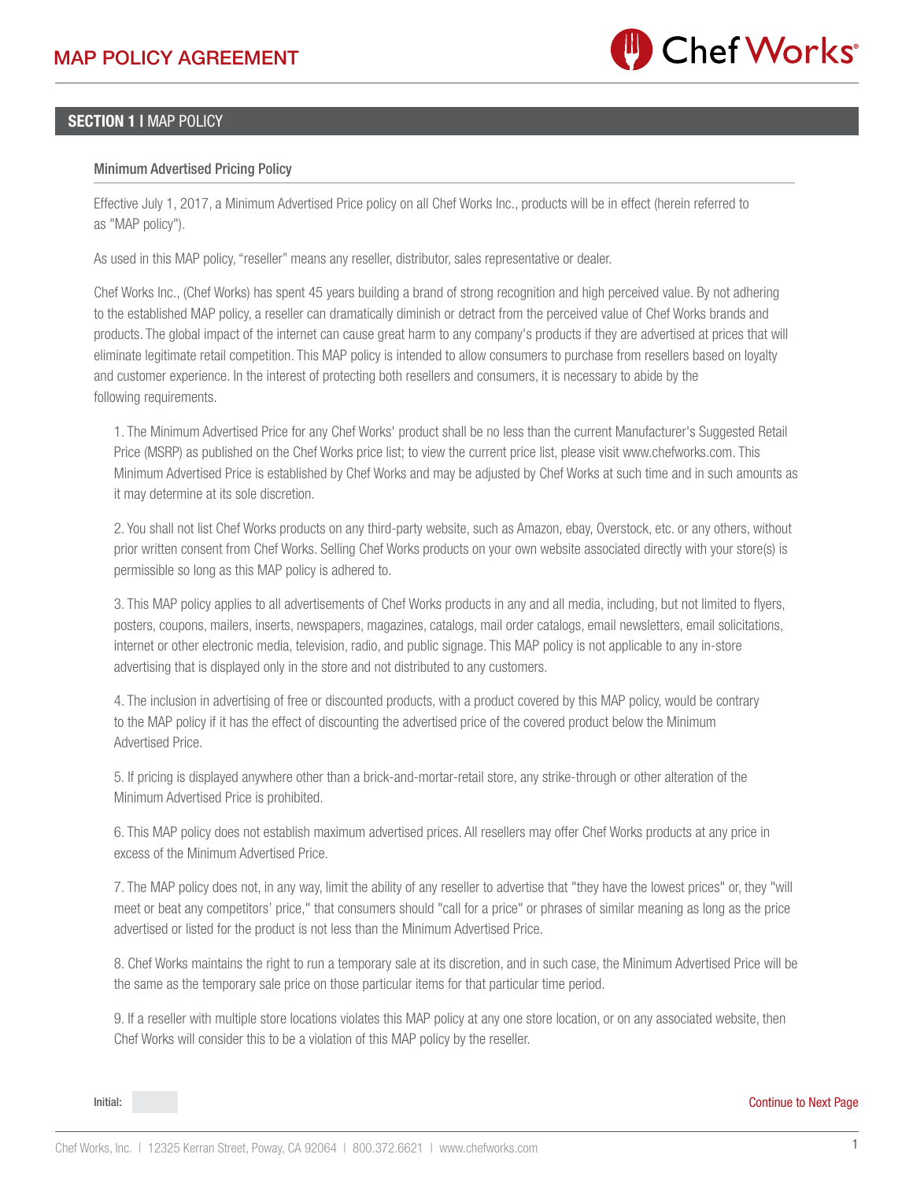# MAP POLICY AGREEMENT

## SECTION 1 I MAP POLICY

### Minimum Advertised Pricing Policy

Effective July 1, 2017, a Minimum Advertised Price policy on all Chef Works Inc., products will be in effect (herein referred to as "MAP policy").

As used in this MAP policy, "reseller" means any reseller, distributor, sales representative or dealer.

Chef Works Inc., (Chef Works) has spent 45 years building a brand of strong recognition and high perceived value. By not adhering to the established MAP policy, a reseller can dramatically diminish or detract from the perceived value of Chef Works brands and products. The global impact of the internet can cause great harm to any company's products if they are advertised at prices that will eliminate legitimate retail competition. This MAP policy is intended to allow consumers to purchase from resellers based on loyalty and customer experience. In the interest of protecting both resellers and consumers, it is necessary to abide by the following requirements.

1. The Minimum Advertised Price for any Chef Works' product shall be no less than the current Manufacturer's Suggested Retail Price (MSRP) as published on the Chef Works price list; to view the current price list, please visit www.chefworks.com. This Minimum Advertised Price is established by Chef Works and may be adjusted by Chef Works at such time and in such amounts as it may determine at its sole discretion.

2. You shall not list Chef Works products on any third-party website, such as Amazon, ebay, Overstock, etc. or any others, without prior written consent from Chef Works. Selling Chef Works products on your own website associated directly with your store(s) is permissible so long as this MAP policy is adhered to.

3. This MAP policy applies to all advertisements of Chef Works products in any and all media, including, but not limited to flyers, posters, coupons, mailers, inserts, newspapers, magazines, catalogs, mail order catalogs, email newsletters, email solicitations, internet or other electronic media, television, radio, and public signage. This MAP policy is not applicable to any in-store advertising that is displayed only in the store and not distributed to any customers.

4. The inclusion in advertising of free or discounted products, with a product covered by this MAP policy, would be contrary to the MAP policy if it has the effect of discounting the advertised price of the covered product below the Minimum Advertised Price.

5. If pricing is displayed anywhere other than a brick-and-mortar-retail store, any strike-through or other alteration of the Minimum Advertised Price is prohibited.

6. This MAP policy does not establish maximum advertised prices. All resellers may offer Chef Works products at any price in excess of the Minimum Advertised Price.

7. The MAP policy does not, in any way, limit the ability of any reseller to advertise that "they have the lowest prices" or, they "will meet or beat any competitors' price," that consumers should "call for a price" or phrases of similar meaning as long as the price advertised or listed for the product is not less than the Minimum Advertised Price.

8. Chef Works maintains the right to run a temporary sale at its discretion, and in such case, the Minimum Advertised Price will be the same as the temporary sale price on those particular items for that particular time period.

9. If a reseller with multiple store locations violates this MAP policy at any one store location, or on any associated website, then Chef Works will consider this to be a violation of this MAP policy by the reseller.

Initial:

Continue to Next Page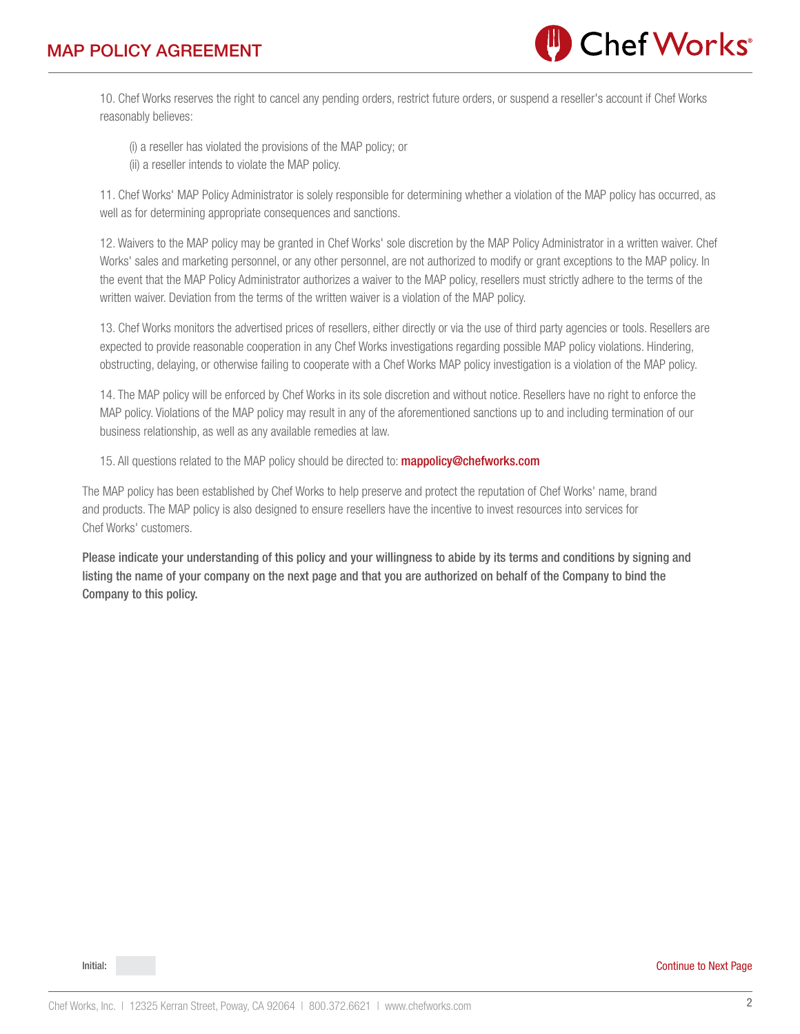10. Chef Works reserves the right to cancel any pending orders, restrict future orders, or suspend a reseller's account if Chef Works reasonably believes:

(i) a reseller has violated the provisions of the MAP policy; or
(ii) a reseller intends to violate the MAP policy.

11. Chef Works' MAP Policy Administrator is solely responsible for determining whether a violation of the MAP policy has occurred, as well as for determining appropriate consequences and sanctions.

12. Waivers to the MAP policy may be granted in Chef Works' sole discretion by the MAP Policy Administrator in a written waiver. Chef Works' sales and marketing personnel, or any other personnel, are not authorized to modify or grant exceptions to the MAP policy. In the event that the MAP Policy Administrator authorizes a waiver to the MAP policy, resellers must strictly adhere to the terms of the written waiver. Deviation from the terms of the written waiver is a violation of the MAP policy.

13. Chef Works monitors the advertised prices of resellers, either directly or via the use of third party agencies or tools. Resellers are expected to provide reasonable cooperation in any Chef Works investigations regarding possible MAP policy violations. Hindering, obstructing, delaying, or otherwise failing to cooperate with a Chef Works MAP policy investigation is a violation of the MAP policy.

14. The MAP policy will be enforced by Chef Works in its sole discretion and without notice. Resellers have no right to enforce the MAP policy. Violations of the MAP policy may result in any of the aforementioned sanctions up to and including termination of our business relationship, as well as any available remedies at law.

15. All questions related to the MAP policy should be directed to: **mappolicy@chefworks.com**

The MAP policy has been established by Chef Works to help preserve and protect the reputation of Chef Works' name, brand and products. The MAP policy is also designed to ensure resellers have the incentive to invest resources into services for Chef Works' customers.

**Please indicate your understanding of this policy and your willingness to abide by its terms and conditions by signing and listing the name of your company on the next page and that you are authorized on behalf of the Company to bind the Company to this policy.**

Initial:

Continue to Next Page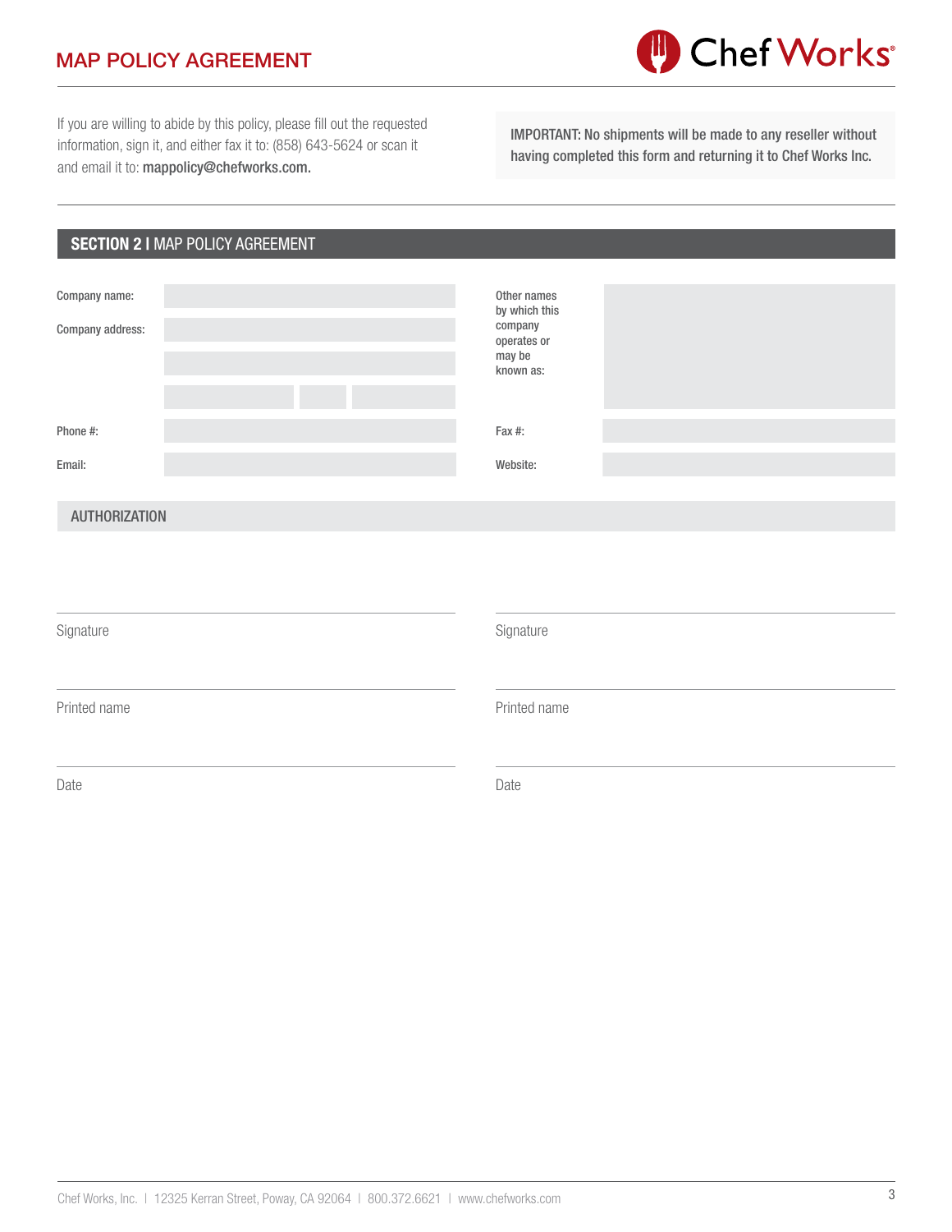# MAP POLICY AGREEMENT

If you are willing to abide by this policy, please fill out the requested information, sign it, and either fax it to: (858) 643-5624 or scan it and email it to: **mappolicy@chefworks.com.**

**IMPORTANT: No shipments will be made to any reseller without having completed this form and returning it to Chef Works Inc.**

## SECTION 2 I MAP POLICY AGREEMENT

| | | | |
|---|---|---|---|
| Company name: | | Other names by which this company operates or may be known as: | |
| Company address: | | | |
| | | | |
| | | | |
| Phone #: | | Fax #: | |
| Email: | | Website: | |

### AUTHORIZATION

Signature

Printed name

Date

Signature

Printed name

Date

Chef Works, Inc. | 12325 Kerran Street, Poway, CA 92064 | 800.372.6621 | www.chefworks.com